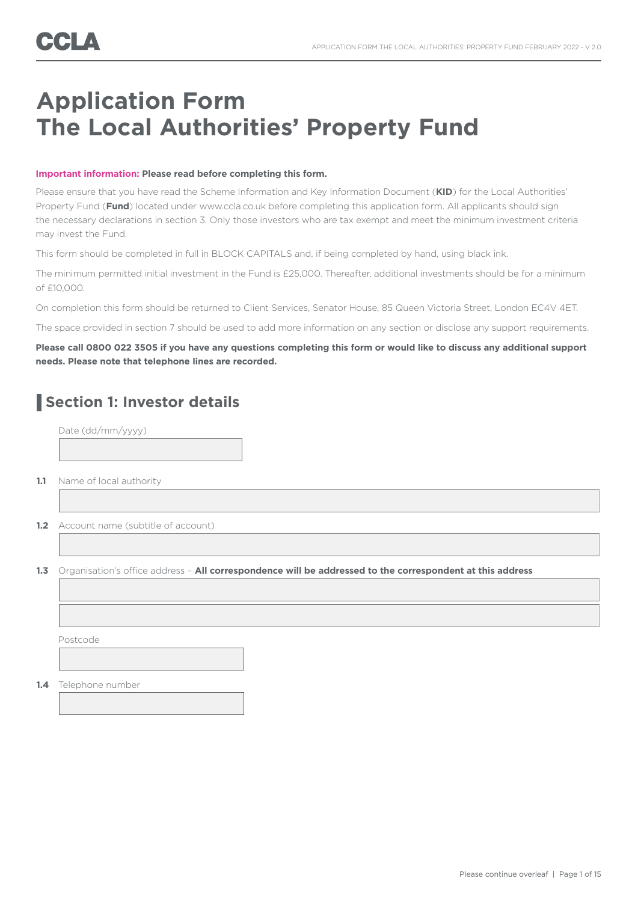CCLA

# Application Form The Local Authorities' Property Fund

**Important information: Please read before completing this form.**

Please ensure that you have read the Scheme Information and Key Information Document (**KID**) for the Local Authorities' Property Fund (**Fund**) located under www.ccla.co.uk before completing this application form. All applicants should sign the necessary declarations in section 3. Only those investors who are tax exempt and meet the minimum investment criteria may invest the Fund.

This form should be completed in full in BLOCK CAPITALS and, if being completed by hand, using black ink.

The minimum permitted initial investment in the Fund is £25,000. Thereafter, additional investments should be for a minimum of £10,000.

On completion this form should be returned to Client Services, Senator House, 85 Queen Victoria Street, London EC4V 4ET.

The space provided in section 7 should be used to add more information on any section or disclose any support requirements.

**Please call 0800 022 3505 if you have any questions completing this form or would like to discuss any additional support needs. Please note that telephone lines are recorded.**

## Section 1: Investor details

Date (dd/mm/yyyy)

**1.1** Name of local authority

**1.2** Account name (subtitle of account)

**1.3** Organisation's office address – **All correspondence will be addressed to the correspondent at this address**

Postcode

**1.4** Telephone number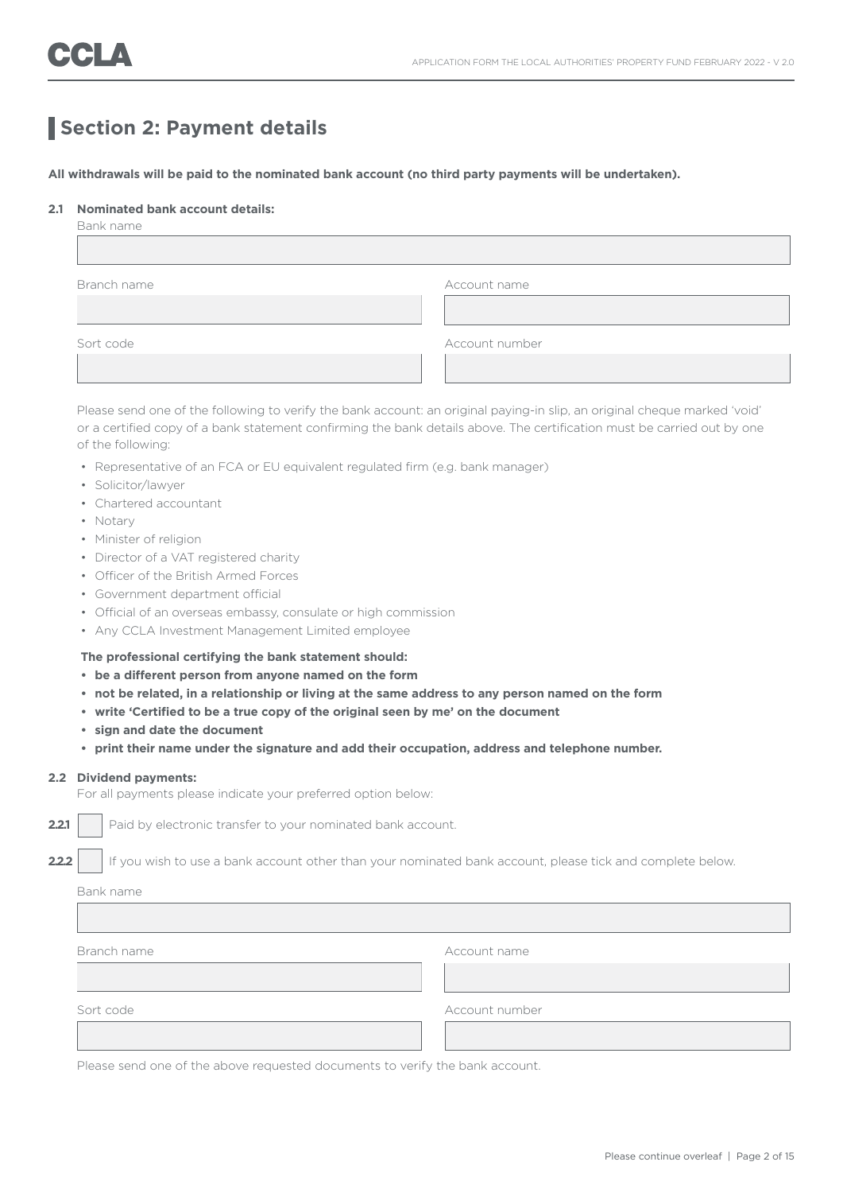# Section 2: Payment details

**All withdrawals will be paid to the nominated bank account (no third party payments will be undertaken).**

**2.1 Nominated bank account details:**

Bank name

Branch name

Account name

Sort code

Account number

Please send one of the following to verify the bank account: an original paying-in slip, an original cheque marked 'void' or a certified copy of a bank statement confirming the bank details above. The certification must be carried out by one of the following:

- Representative of an FCA or EU equivalent regulated firm (e.g. bank manager)
- Solicitor/lawyer
- Chartered accountant
- Notary
- Minister of religion
- Director of a VAT registered charity
- Officer of the British Armed Forces
- Government department official
- Official of an overseas embassy, consulate or high commission
- Any CCLA Investment Management Limited employee

**The professional certifying the bank statement should:**

- **be a different person from anyone named on the form**
- **not be related, in a relationship or living at the same address to any person named on the form**
- **write 'Certified to be a true copy of the original seen by me' on the document**
- **sign and date the document**
- **print their name under the signature and add their occupation, address and telephone number.**

**2.2 Dividend payments:**

For all payments please indicate your preferred option below:

**2.2.1** ☐ Paid by electronic transfer to your nominated bank account.

**2.2.2** ☐ If you wish to use a bank account other than your nominated bank account, please tick and complete below.

Bank name

Branch name

Account name

Sort code

Account number

Please send one of the above requested documents to verify the bank account.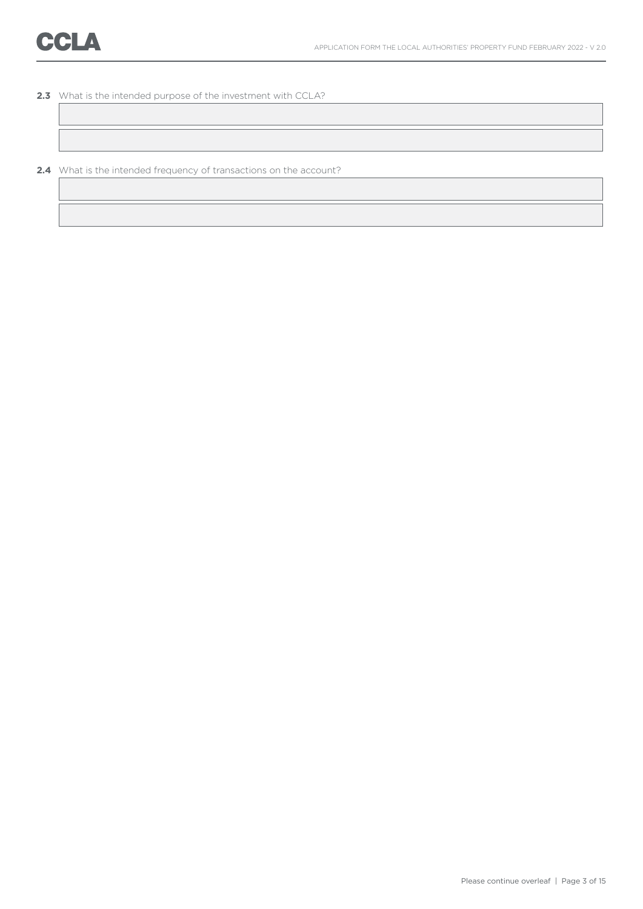**2.3** What is the intended purpose of the investment with CCLA?

**2.4** What is the intended frequency of transactions on the account?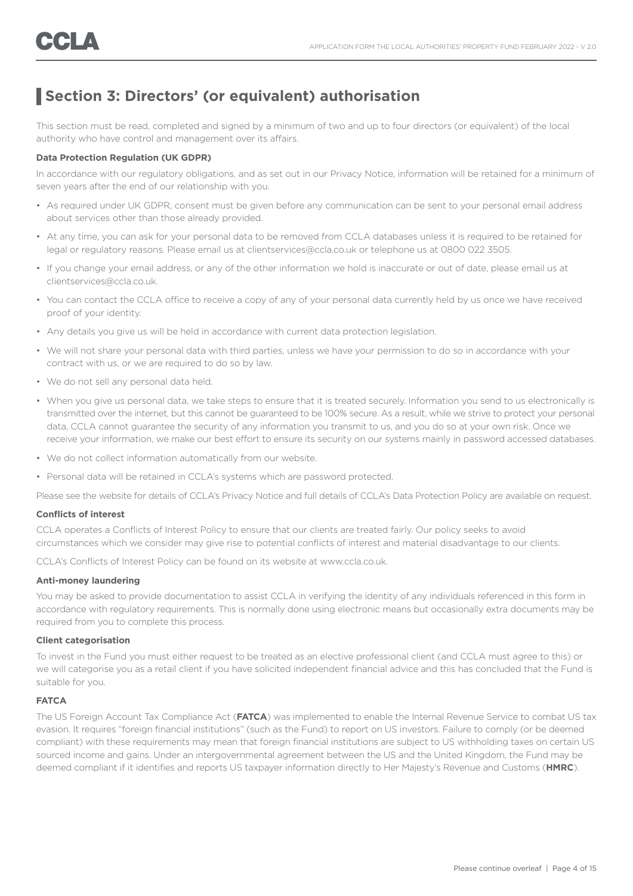## Section 3: Directors' (or equivalent) authorisation

This section must be read, completed and signed by a minimum of two and up to four directors (or equivalent) of the local authority who have control and management over its affairs.

**Data Protection Regulation (UK GDPR)**

In accordance with our regulatory obligations, and as set out in our Privacy Notice, information will be retained for a minimum of seven years after the end of our relationship with you.

- As required under UK GDPR, consent must be given before any communication can be sent to your personal email address about services other than those already provided.
- At any time, you can ask for your personal data to be removed from CCLA databases unless it is required to be retained for legal or regulatory reasons. Please email us at clientservices@ccla.co.uk or telephone us at 0800 022 3505.
- If you change your email address, or any of the other information we hold is inaccurate or out of date, please email us at clientservices@ccla.co.uk.
- You can contact the CCLA office to receive a copy of any of your personal data currently held by us once we have received proof of your identity.
- Any details you give us will be held in accordance with current data protection legislation.
- We will not share your personal data with third parties, unless we have your permission to do so in accordance with your contract with us, or we are required to do so by law.
- We do not sell any personal data held.
- When you give us personal data, we take steps to ensure that it is treated securely. Information you send to us electronically is transmitted over the internet, but this cannot be guaranteed to be 100% secure. As a result, while we strive to protect your personal data, CCLA cannot guarantee the security of any information you transmit to us, and you do so at your own risk. Once we receive your information, we make our best effort to ensure its security on our systems mainly in password accessed databases.
- We do not collect information automatically from our website.
- Personal data will be retained in CCLA's systems which are password protected.

Please see the website for details of CCLA's Privacy Notice and full details of CCLA's Data Protection Policy are available on request.

**Conflicts of interest**

CCLA operates a Conflicts of Interest Policy to ensure that our clients are treated fairly. Our policy seeks to avoid circumstances which we consider may give rise to potential conflicts of interest and material disadvantage to our clients.

CCLA's Conflicts of Interest Policy can be found on its website at www.ccla.co.uk.

**Anti-money laundering**

You may be asked to provide documentation to assist CCLA in verifying the identity of any individuals referenced in this form in accordance with regulatory requirements. This is normally done using electronic means but occasionally extra documents may be required from you to complete this process.

**Client categorisation**

To invest in the Fund you must either request to be treated as an elective professional client (and CCLA must agree to this) or we will categorise you as a retail client if you have solicited independent financial advice and this has concluded that the Fund is suitable for you.

**FATCA**

The US Foreign Account Tax Compliance Act (**FATCA**) was implemented to enable the Internal Revenue Service to combat US tax evasion. It requires "foreign financial institutions" (such as the Fund) to report on US investors. Failure to comply (or be deemed compliant) with these requirements may mean that foreign financial institutions are subject to US withholding taxes on certain US sourced income and gains. Under an intergovernmental agreement between the US and the United Kingdom, the Fund may be deemed compliant if it identifies and reports US taxpayer information directly to Her Majesty's Revenue and Customs (**HMRC**).

Please continue overleaf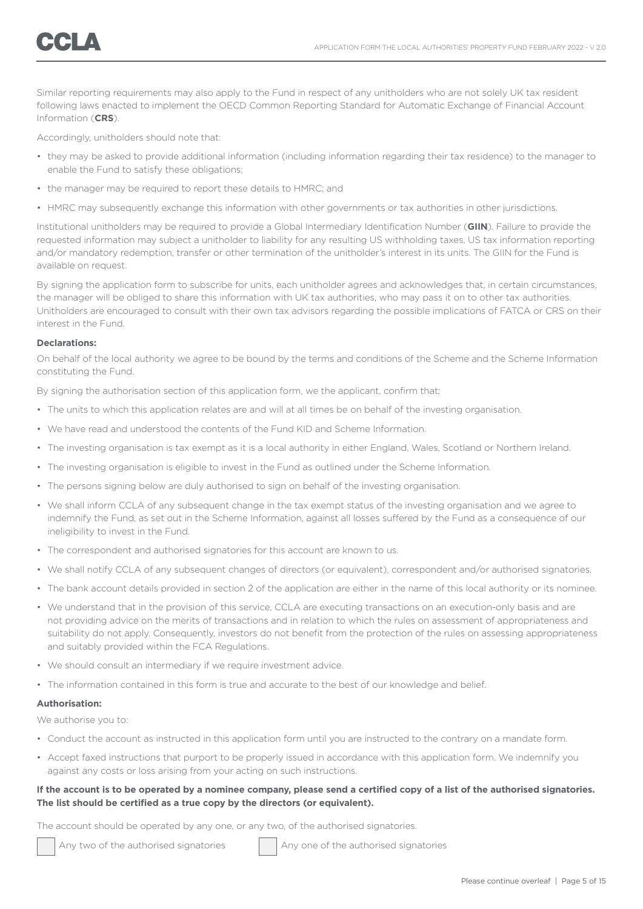Similar reporting requirements may also apply to the Fund in respect of any unitholders who are not solely UK tax resident following laws enacted to implement the OECD Common Reporting Standard for Automatic Exchange of Financial Account Information (**CRS**).

Accordingly, unitholders should note that:

- they may be asked to provide additional information (including information regarding their tax residence) to the manager to enable the Fund to satisfy these obligations;
- the manager may be required to report these details to HMRC; and
- HMRC may subsequently exchange this information with other governments or tax authorities in other jurisdictions.

Institutional unitholders may be required to provide a Global Intermediary Identification Number (**GIIN**). Failure to provide the requested information may subject a unitholder to liability for any resulting US withholding taxes, US tax information reporting and/or mandatory redemption, transfer or other termination of the unitholder's interest in its units. The GIIN for the Fund is available on request.

By signing the application form to subscribe for units, each unitholder agrees and acknowledges that, in certain circumstances, the manager will be obliged to share this information with UK tax authorities, who may pass it on to other tax authorities. Unitholders are encouraged to consult with their own tax advisors regarding the possible implications of FATCA or CRS on their interest in the Fund.

**Declarations:**

On behalf of the local authority we agree to be bound by the terms and conditions of the Scheme and the Scheme Information constituting the Fund.

By signing the authorisation section of this application form, we the applicant, confirm that:

- The units to which this application relates are and will at all times be on behalf of the investing organisation.
- We have read and understood the contents of the Fund KID and Scheme Information.
- The investing organisation is tax exempt as it is a local authority in either England, Wales, Scotland or Northern Ireland.
- The investing organisation is eligible to invest in the Fund as outlined under the Scheme Information.
- The persons signing below are duly authorised to sign on behalf of the investing organisation.
- We shall inform CCLA of any subsequent change in the tax exempt status of the investing organisation and we agree to indemnify the Fund, as set out in the Scheme Information, against all losses suffered by the Fund as a consequence of our ineligibility to invest in the Fund.
- The correspondent and authorised signatories for this account are known to us.
- We shall notify CCLA of any subsequent changes of directors (or equivalent), correspondent and/or authorised signatories.
- The bank account details provided in section 2 of the application are either in the name of this local authority or its nominee.
- We understand that in the provision of this service, CCLA are executing transactions on an execution-only basis and are not providing advice on the merits of transactions and in relation to which the rules on assessment of appropriateness and suitability do not apply. Consequently, investors do not benefit from the protection of the rules on assessing appropriateness and suitably provided within the FCA Regulations.
- We should consult an intermediary if we require investment advice.
- The information contained in this form is true and accurate to the best of our knowledge and belief.

**Authorisation:**

We authorise you to:

- Conduct the account as instructed in this application form until you are instructed to the contrary on a mandate form.
- Accept faxed instructions that purport to be properly issued in accordance with this application form. We indemnify you against any costs or loss arising from your acting on such instructions.

**If the account is to be operated by a nominee company, please send a certified copy of a list of the authorised signatories. The list should be certified as a true copy by the directors (or equivalent).**

The account should be operated by any one, or any two, of the authorised signatories.

☐ Any two of the authorised signatories ☐ Any one of the authorised signatories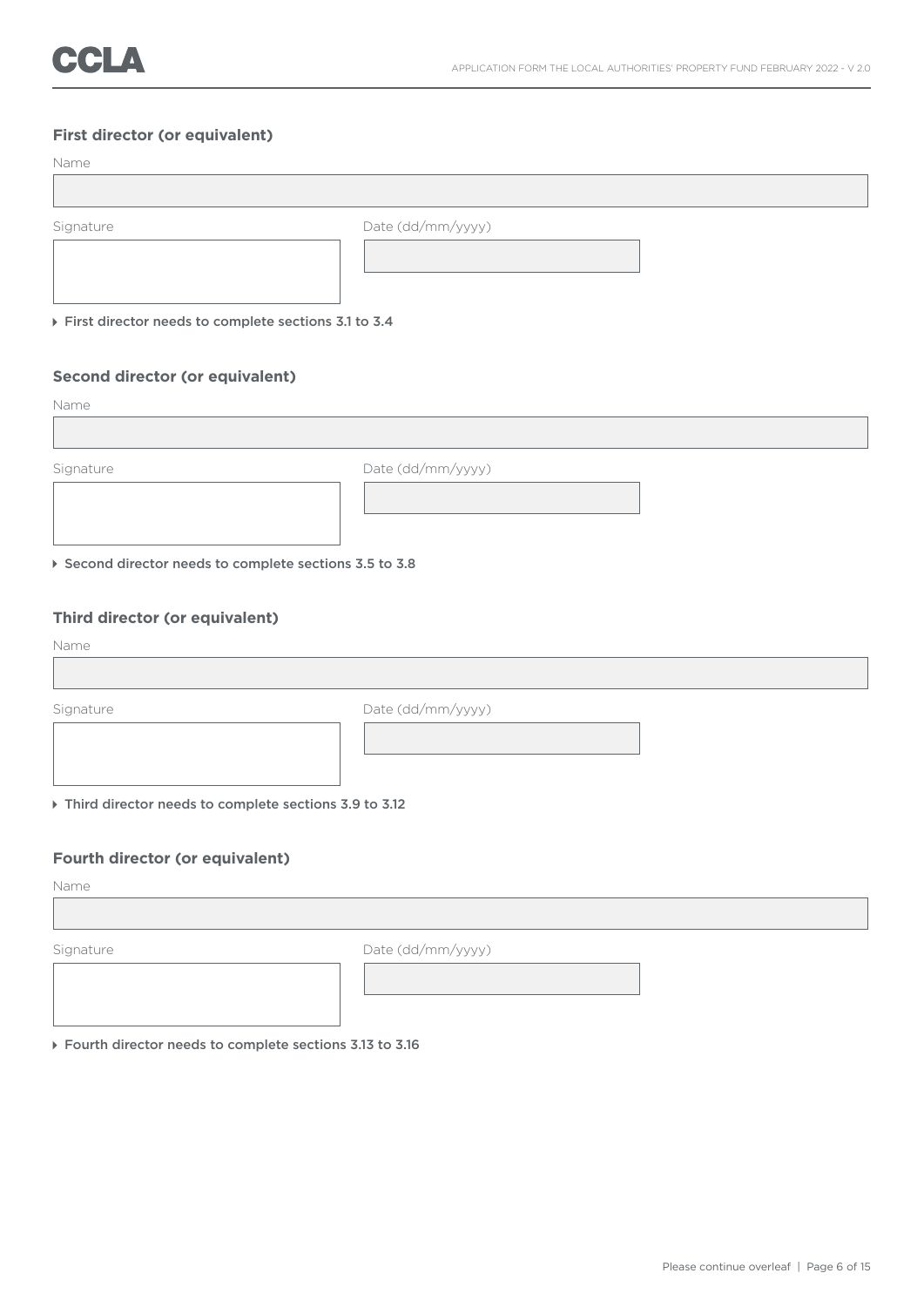### First director (or equivalent)

Name

Signature

Date (dd/mm/yyyy)

▸ First director needs to complete sections 3.1 to 3.4

### Second director (or equivalent)

Name

Signature

Date (dd/mm/yyyy)

▸ Second director needs to complete sections 3.5 to 3.8

### Third director (or equivalent)

Name

Signature

Date (dd/mm/yyyy)

▸ Third director needs to complete sections 3.9 to 3.12

### Fourth director (or equivalent)

Name

Signature

Date (dd/mm/yyyy)

▸ Fourth director needs to complete sections 3.13 to 3.16

Please continue overleaf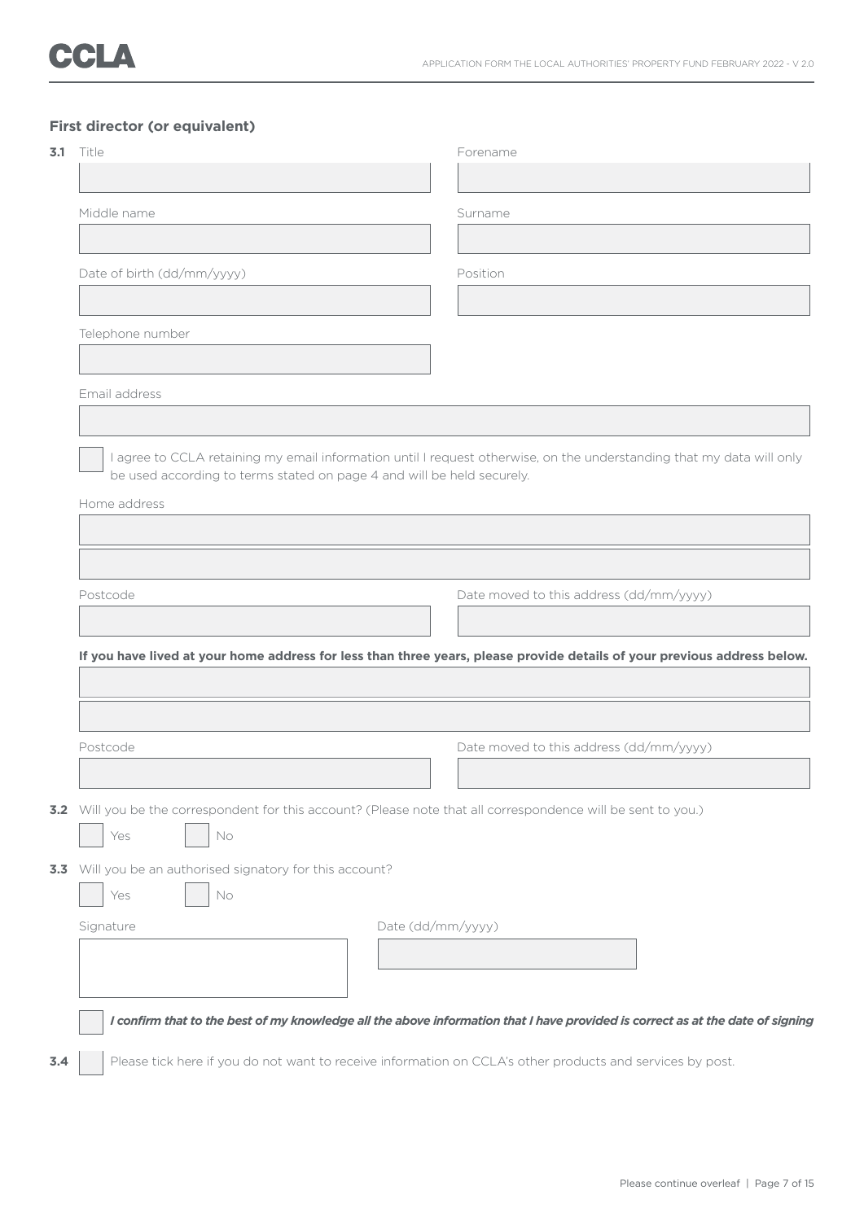## First director (or equivalent)

**3.1** Title

Forename

Middle name

Surname

Date of birth (dd/mm/yyyy)

Position

Telephone number

Email address

☐ I agree to CCLA retaining my email information until I request otherwise, on the understanding that my data will only be used according to terms stated on page 4 and will be held securely.

Home address

Postcode

Date moved to this address (dd/mm/yyyy)

**If you have lived at your home address for less than three years, please provide details of your previous address below.**

Postcode

Date moved to this address (dd/mm/yyyy)

**3.2** Will you be the correspondent for this account? (Please note that all correspondence will be sent to you.)

☐ Yes ☐ No

**3.3** Will you be an authorised signatory for this account?

☐ Yes ☐ No

Signature

Date (dd/mm/yyyy)

☐ ***I confirm that to the best of my knowledge all the above information that I have provided is correct as at the date of signing***

**3.4** ☐ Please tick here if you do not want to receive information on CCLA's other products and services by post.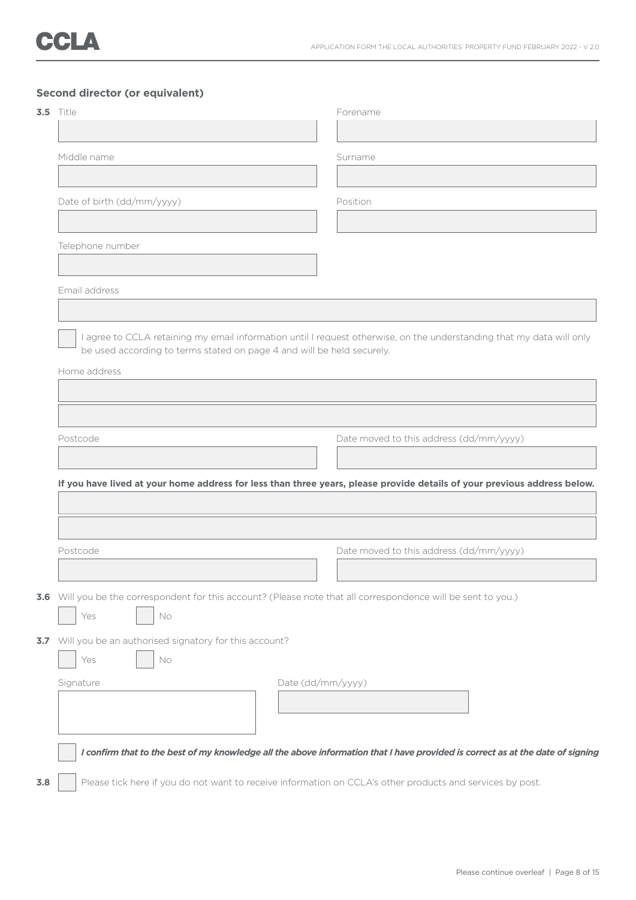## Second director (or equivalent)

**3.5** Title

Forename

Middle name

Surname

Date of birth (dd/mm/yyyy)

Position

Telephone number

Email address

☐ I agree to CCLA retaining my email information until I request otherwise, on the understanding that my data will only be used according to terms stated on page 4 and will be held securely.

Home address

Postcode

Date moved to this address (dd/mm/yyyy)

**If you have lived at your home address for less than three years, please provide details of your previous address below.**

Postcode

Date moved to this address (dd/mm/yyyy)

**3.6** Will you be the correspondent for this account? (Please note that all correspondence will be sent to you.)

☐ Yes ☐ No

**3.7** Will you be an authorised signatory for this account?

☐ Yes ☐ No

Signature

Date (dd/mm/yyyy)

☐ ***I confirm that to the best of my knowledge all the above information that I have provided is correct as at the date of signing***

**3.8** ☐ Please tick here if you do not want to receive information on CCLA's other products and services by post.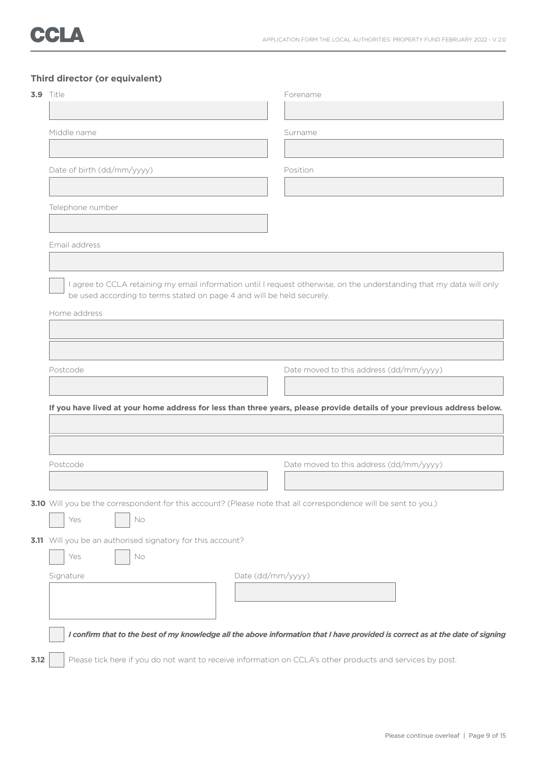## Third director (or equivalent)

**3.9** Title

Forename

Middle name

Surname

Date of birth (dd/mm/yyyy)

Position

Telephone number

Email address

☐ I agree to CCLA retaining my email information until I request otherwise, on the understanding that my data will only be used according to terms stated on page 4 and will be held securely.

Home address

Postcode

Date moved to this address (dd/mm/yyyy)

**If you have lived at your home address for less than three years, please provide details of your previous address below.**

Postcode

Date moved to this address (dd/mm/yyyy)

**3.10** Will you be the correspondent for this account? (Please note that all correspondence will be sent to you.)

☐ Yes ☐ No

**3.11** Will you be an authorised signatory for this account?

☐ Yes ☐ No

Signature

Date (dd/mm/yyyy)

☐ ***I confirm that to the best of my knowledge all the above information that I have provided is correct as at the date of signing***

**3.12** ☐ Please tick here if you do not want to receive information on CCLA's other products and services by post.

Please continue overleaf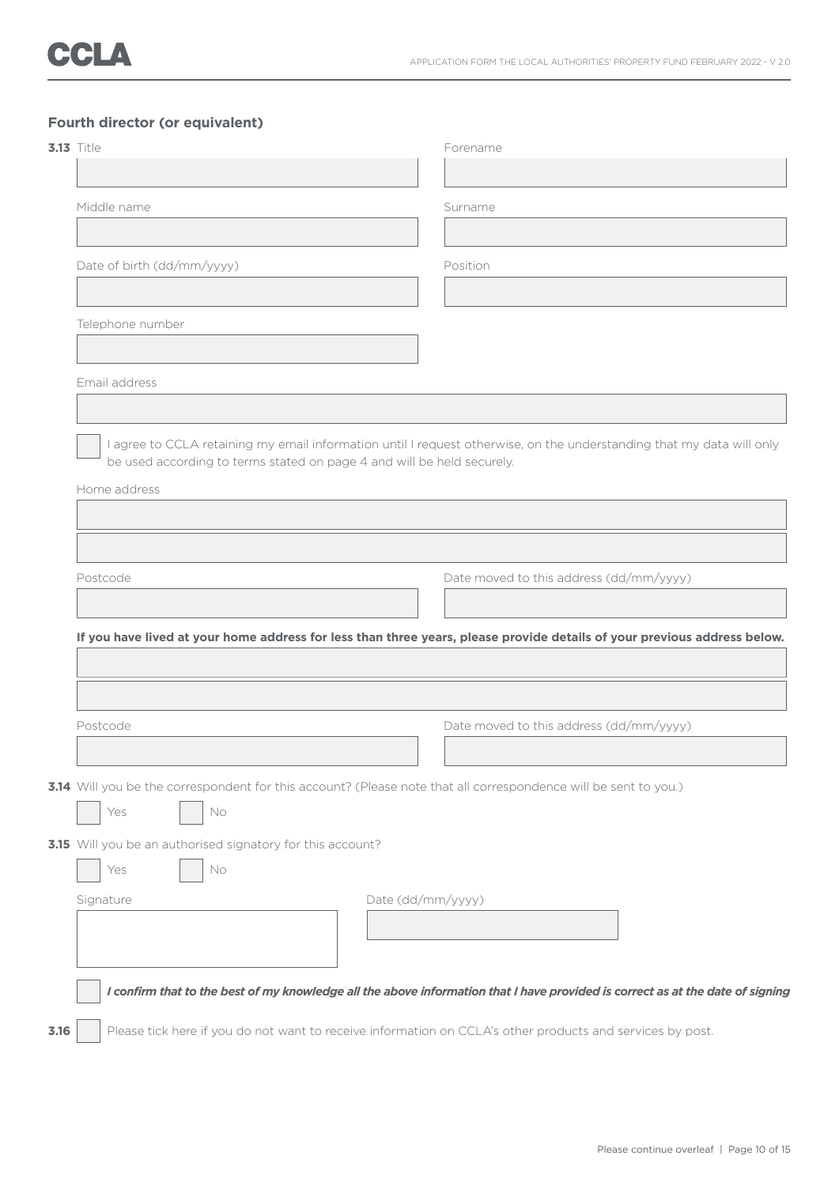## Fourth director (or equivalent)

**3.13** Title

Forename

Middle name

Surname

Date of birth (dd/mm/yyyy)

Position

Telephone number

Email address

☐ I agree to CCLA retaining my email information until I request otherwise, on the understanding that my data will only be used according to terms stated on page 4 and will be held securely.

Home address

Postcode

Date moved to this address (dd/mm/yyyy)

**If you have lived at your home address for less than three years, please provide details of your previous address below.**

Postcode

Date moved to this address (dd/mm/yyyy)

**3.14** Will you be the correspondent for this account? (Please note that all correspondence will be sent to you.)

☐ Yes ☐ No

**3.15** Will you be an authorised signatory for this account?

☐ Yes ☐ No

Signature

Date (dd/mm/yyyy)

☐ ***I confirm that to the best of my knowledge all the above information that I have provided is correct as at the date of signing***

**3.16** ☐ Please tick here if you do not want to receive information on CCLA's other products and services by post.

Please continue overleaf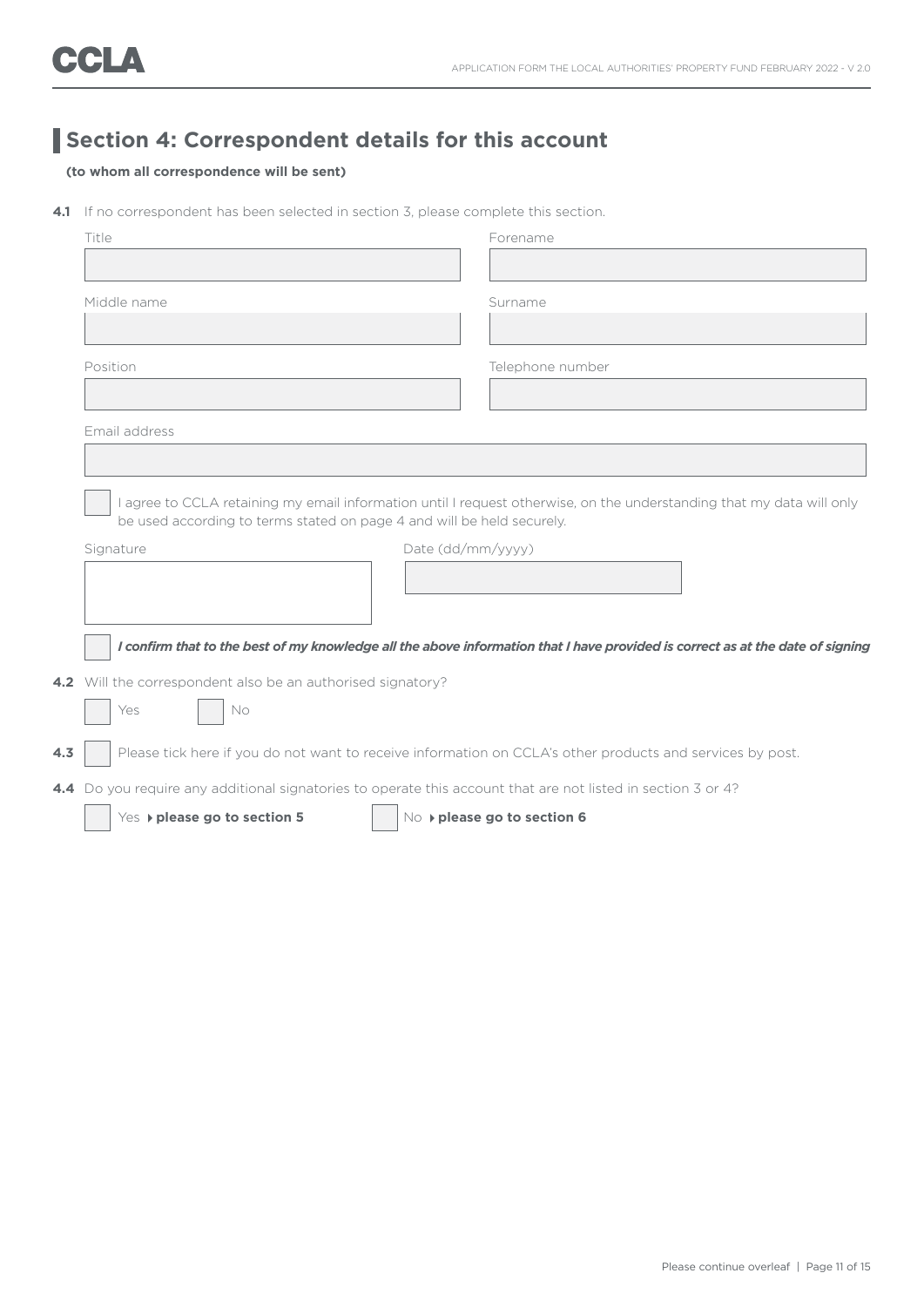## Section 4: Correspondent details for this account

**(to whom all correspondence will be sent)**

**4.1** If no correspondent has been selected in section 3, please complete this section.

Title

Forename

Middle name

Surname

Position

Telephone number

Email address

☐ I agree to CCLA retaining my email information until I request otherwise, on the understanding that my data will only be used according to terms stated on page 4 and will be held securely.

Signature

Date (dd/mm/yyyy)

☐ ***I confirm that to the best of my knowledge all the above information that I have provided is correct as at the date of signing***

**4.2** Will the correspondent also be an authorised signatory?

☐ Yes ☐ No

**4.3** ☐ Please tick here if you do not want to receive information on CCLA's other products and services by post.

**4.4** Do you require any additional signatories to operate this account that are not listed in section 3 or 4?

☐ Yes ▸ **please go to section 5** ☐ No ▸ **please go to section 6**

Please continue overleaf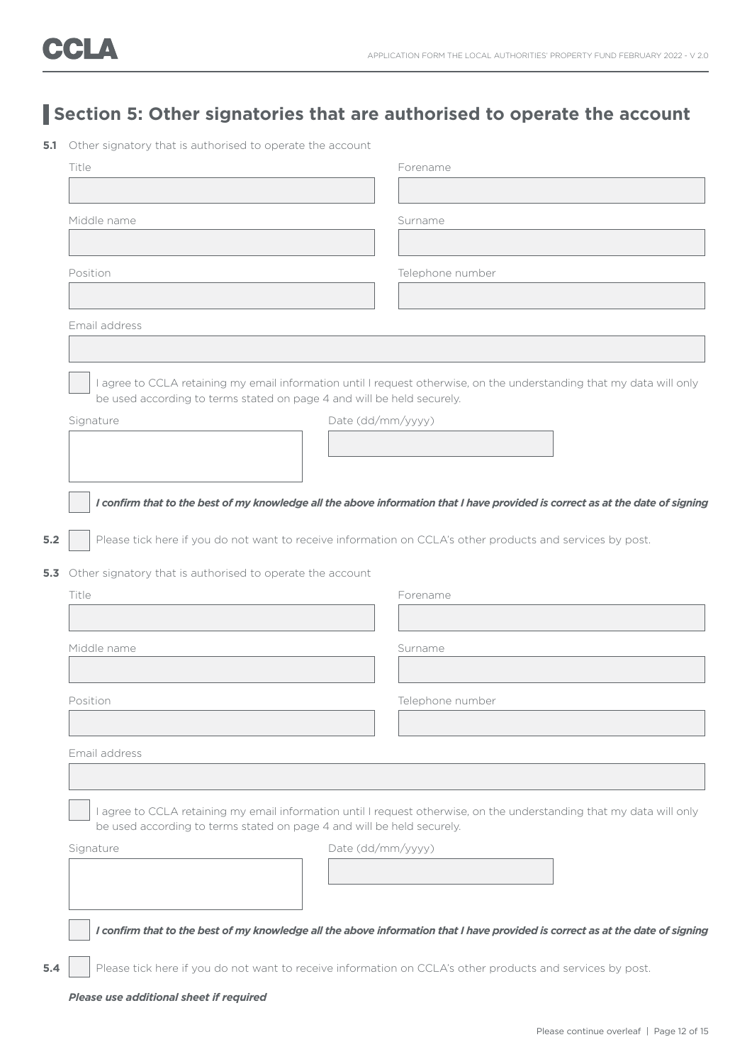## Section 5: Other signatories that are authorised to operate the account

**5.1** Other signatory that is authorised to operate the account

Title

Forename

Middle name

Surname

Position

Telephone number

Email address

☐ I agree to CCLA retaining my email information until I request otherwise, on the understanding that my data will only be used according to terms stated on page 4 and will be held securely.

Signature

Date (dd/mm/yyyy)

☐ ***I confirm that to the best of my knowledge all the above information that I have provided is correct as at the date of signing***

**5.2** ☐ Please tick here if you do not want to receive information on CCLA's other products and services by post.

**5.3** Other signatory that is authorised to operate the account

Title

Forename

Middle name

Surname

Position

Telephone number

Email address

☐ I agree to CCLA retaining my email information until I request otherwise, on the understanding that my data will only be used according to terms stated on page 4 and will be held securely.

Signature

Date (dd/mm/yyyy)

☐ ***I confirm that to the best of my knowledge all the above information that I have provided is correct as at the date of signing***

**5.4** ☐ Please tick here if you do not want to receive information on CCLA's other products and services by post.

***Please use additional sheet if required***

Please continue overleaf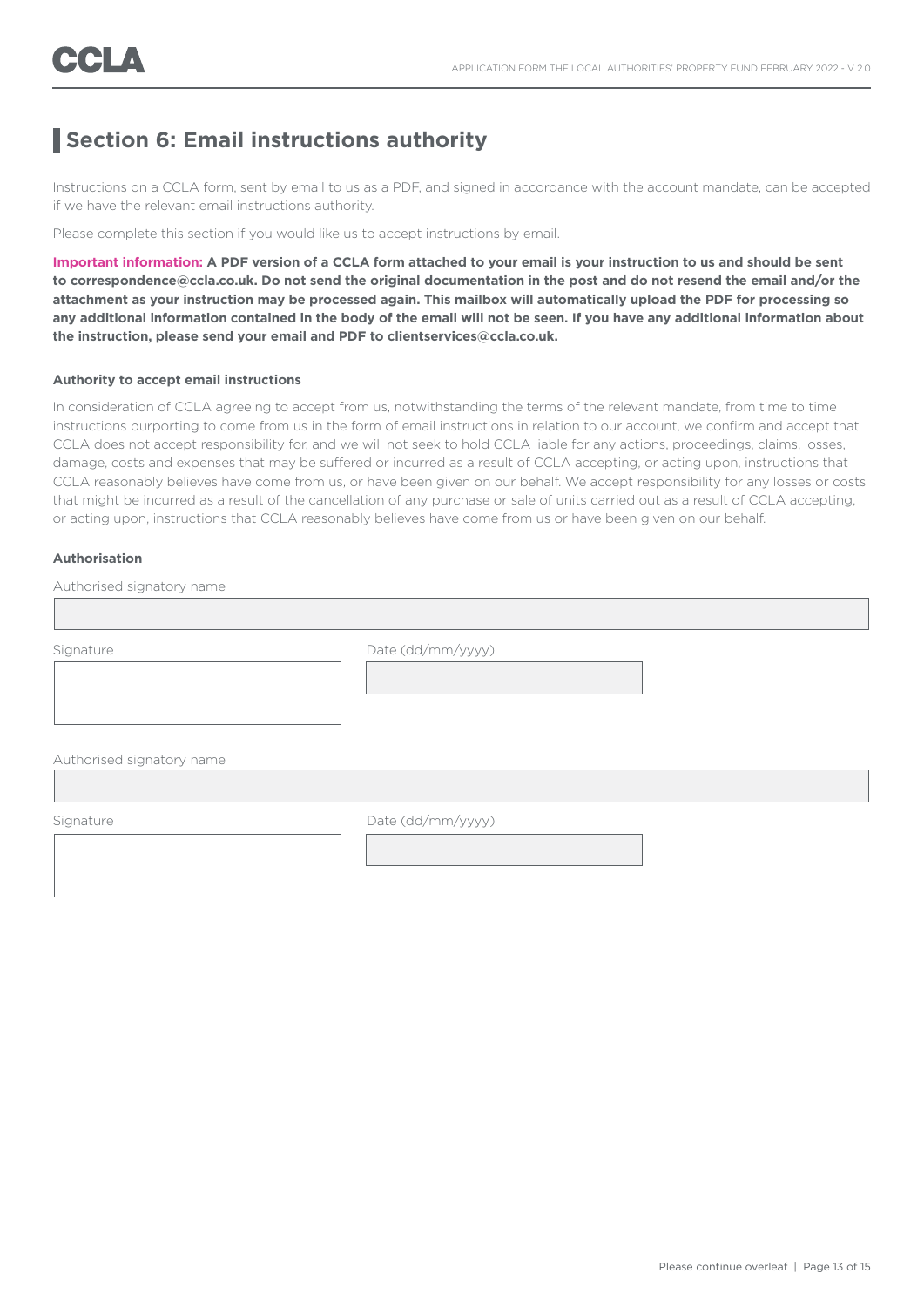## Section 6: Email instructions authority

Instructions on a CCLA form, sent by email to us as a PDF, and signed in accordance with the account mandate, can be accepted if we have the relevant email instructions authority.

Please complete this section if you would like us to accept instructions by email.

**Important information: A PDF version of a CCLA form attached to your email is your instruction to us and should be sent to correspondence@ccla.co.uk. Do not send the original documentation in the post and do not resend the email and/or the attachment as your instruction may be processed again. This mailbox will automatically upload the PDF for processing so any additional information contained in the body of the email will not be seen. If you have any additional information about the instruction, please send your email and PDF to clientservices@ccla.co.uk.**

#### Authority to accept email instructions

In consideration of CCLA agreeing to accept from us, notwithstanding the terms of the relevant mandate, from time to time instructions purporting to come from us in the form of email instructions in relation to our account, we confirm and accept that CCLA does not accept responsibility for, and we will not seek to hold CCLA liable for any actions, proceedings, claims, losses, damage, costs and expenses that may be suffered or incurred as a result of CCLA accepting, or acting upon, instructions that CCLA reasonably believes have come from us, or have been given on our behalf. We accept responsibility for any losses or costs that might be incurred as a result of the cancellation of any purchase or sale of units carried out as a result of CCLA accepting, or acting upon, instructions that CCLA reasonably believes have come from us or have been given on our behalf.

#### Authorisation

Authorised signatory name

Signature

Date (dd/mm/yyyy)

Authorised signatory name

Signature

Date (dd/mm/yyyy)

Please continue overleaf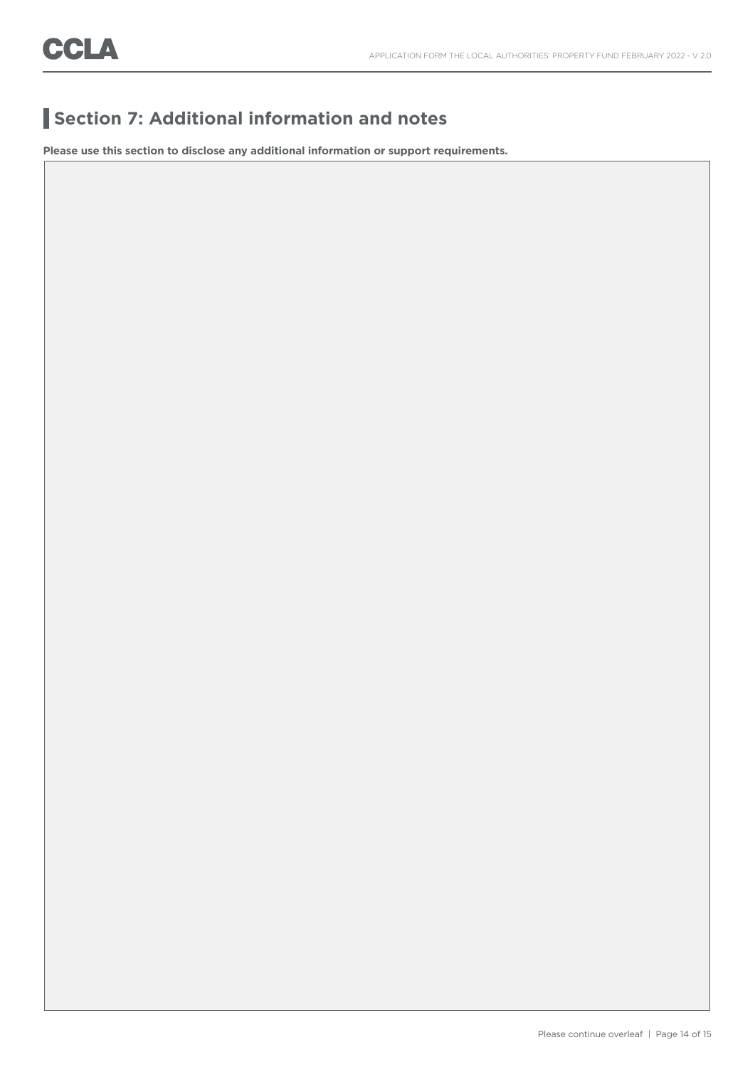## Section 7: Additional information and notes

**Please use this section to disclose any additional information or support requirements.**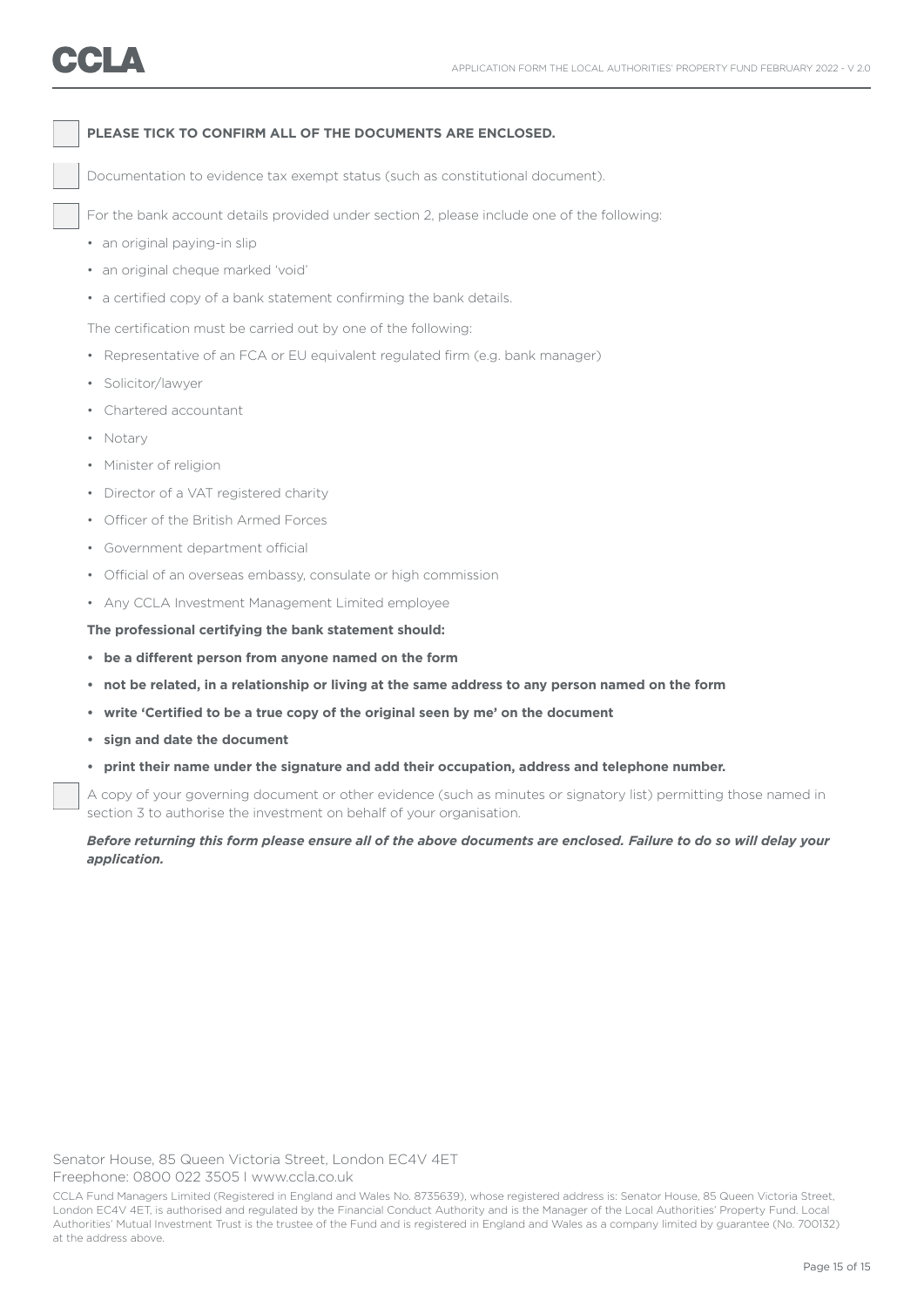- [ ] **PLEASE TICK TO CONFIRM ALL OF THE DOCUMENTS ARE ENCLOSED.**

- [ ] Documentation to evidence tax exempt status (such as constitutional document).

- [ ] For the bank account details provided under section 2, please include one of the following:

- an original paying-in slip
- an original cheque marked 'void'
- a certified copy of a bank statement confirming the bank details.

The certification must be carried out by one of the following:

- Representative of an FCA or EU equivalent regulated firm (e.g. bank manager)
- Solicitor/lawyer
- Chartered accountant
- Notary
- Minister of religion
- Director of a VAT registered charity
- Officer of the British Armed Forces
- Government department official
- Official of an overseas embassy, consulate or high commission
- Any CCLA Investment Management Limited employee

**The professional certifying the bank statement should:**

- **be a different person from anyone named on the form**
- **not be related, in a relationship or living at the same address to any person named on the form**
- **write 'Certified to be a true copy of the original seen by me' on the document**
- **sign and date the document**
- **print their name under the signature and add their occupation, address and telephone number.**

- [ ] A copy of your governing document or other evidence (such as minutes or signatory list) permitting those named in section 3 to authorise the investment on behalf of your organisation.

***Before returning this form please ensure all of the above documents are enclosed. Failure to do so will delay your application.***

Senator House, 85 Queen Victoria Street, London EC4V 4ET
Freephone: 0800 022 3505 I www.ccla.co.uk

CCLA Fund Managers Limited (Registered in England and Wales No. 8735639), whose registered address is: Senator House, 85 Queen Victoria Street, London EC4V 4ET, is authorised and regulated by the Financial Conduct Authority and is the Manager of the Local Authorities' Property Fund. Local Authorities' Mutual Investment Trust is the trustee of the Fund and is registered in England and Wales as a company limited by guarantee (No. 700132) at the address above.